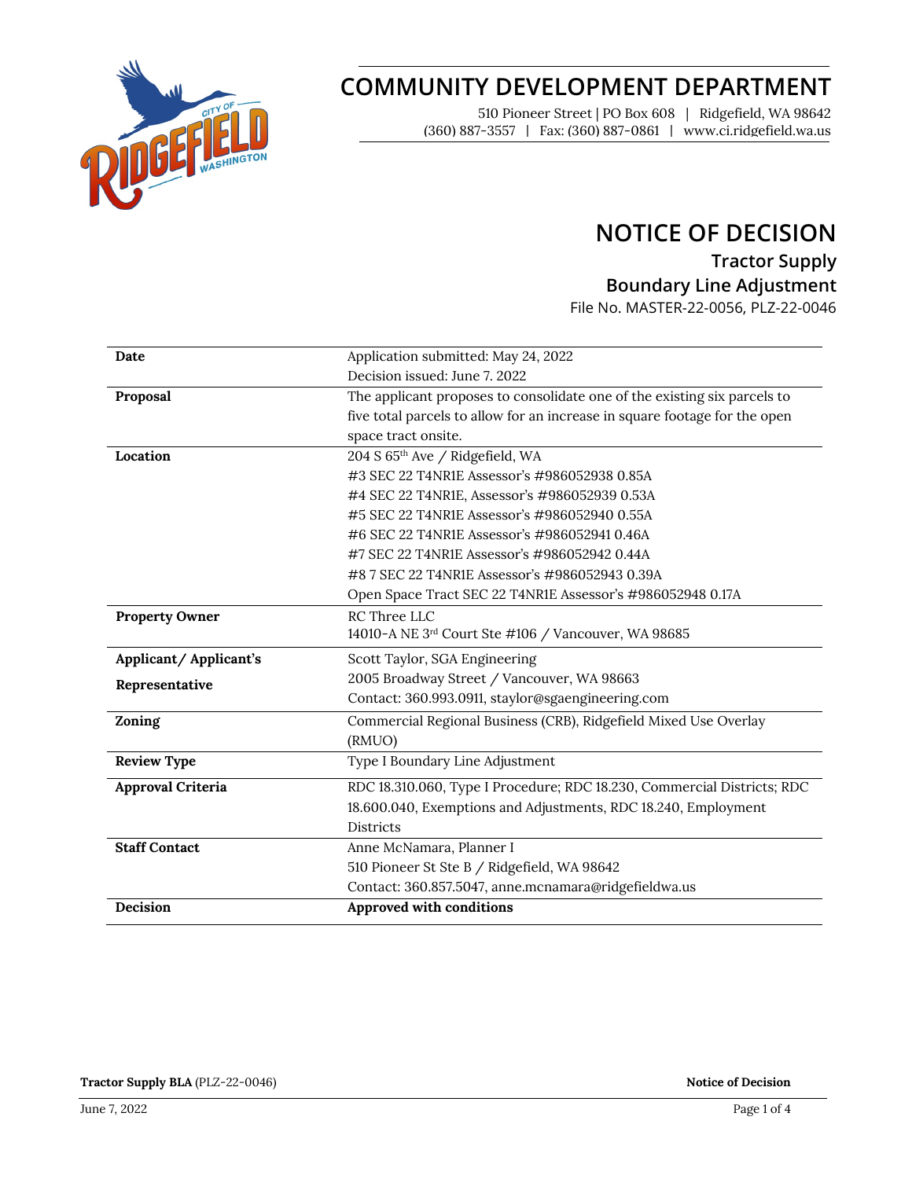# COMMUNITY DEVELOPMENT DEPARTMENT

510 Pioneer Street | PO Box 608 | Ridgefield, WA 98642
(360) 887-3557 | Fax: (360) 887-0861 | www.ci.ridgefield.wa.us

# NOTICE OF DECISION

## Tractor Supply
## Boundary Line Adjustment

File No. MASTER-22-0056, PLZ-22-0046

| | |
|---|---|
| **Date** | Application submitted: May 24, 2022<br>Decision issued: June 7. 2022 |
| **Proposal** | The applicant proposes to consolidate one of the existing six parcels to five total parcels to allow for an increase in square footage for the open space tract onsite. |
| **Location** | 204 S 65th Ave / Ridgefield, WA<br>#3 SEC 22 T4NR1E Assessor's #986052938 0.85A<br>#4 SEC 22 T4NR1E, Assessor's #986052939 0.53A<br>#5 SEC 22 T4NR1E Assessor's #986052940 0.55A<br>#6 SEC 22 T4NR1E Assessor's #986052941 0.46A<br>#7 SEC 22 T4NR1E Assessor's #986052942 0.44A<br>#8 7 SEC 22 T4NR1E Assessor's #986052943 0.39A<br>Open Space Tract SEC 22 T4NR1E Assessor's #986052948 0.17A |
| **Property Owner** | RC Three LLC<br>14010-A NE 3rd Court Ste #106 / Vancouver, WA 98685 |
| **Applicant/ Applicant's Representative** | Scott Taylor, SGA Engineering<br>2005 Broadway Street / Vancouver, WA 98663<br>Contact: 360.993.0911, staylor@sgaengineering.com |
| **Zoning** | Commercial Regional Business (CRB), Ridgefield Mixed Use Overlay (RMUO) |
| **Review Type** | Type I Boundary Line Adjustment |
| **Approval Criteria** | RDC 18.310.060, Type I Procedure; RDC 18.230, Commercial Districts; RDC 18.600.040, Exemptions and Adjustments, RDC 18.240, Employment Districts |
| **Staff Contact** | Anne McNamara, Planner I<br>510 Pioneer St Ste B / Ridgefield, WA 98642<br>Contact: 360.857.5047, anne.mcnamara@ridgefieldwa.us |
| **Decision** | **Approved with conditions** |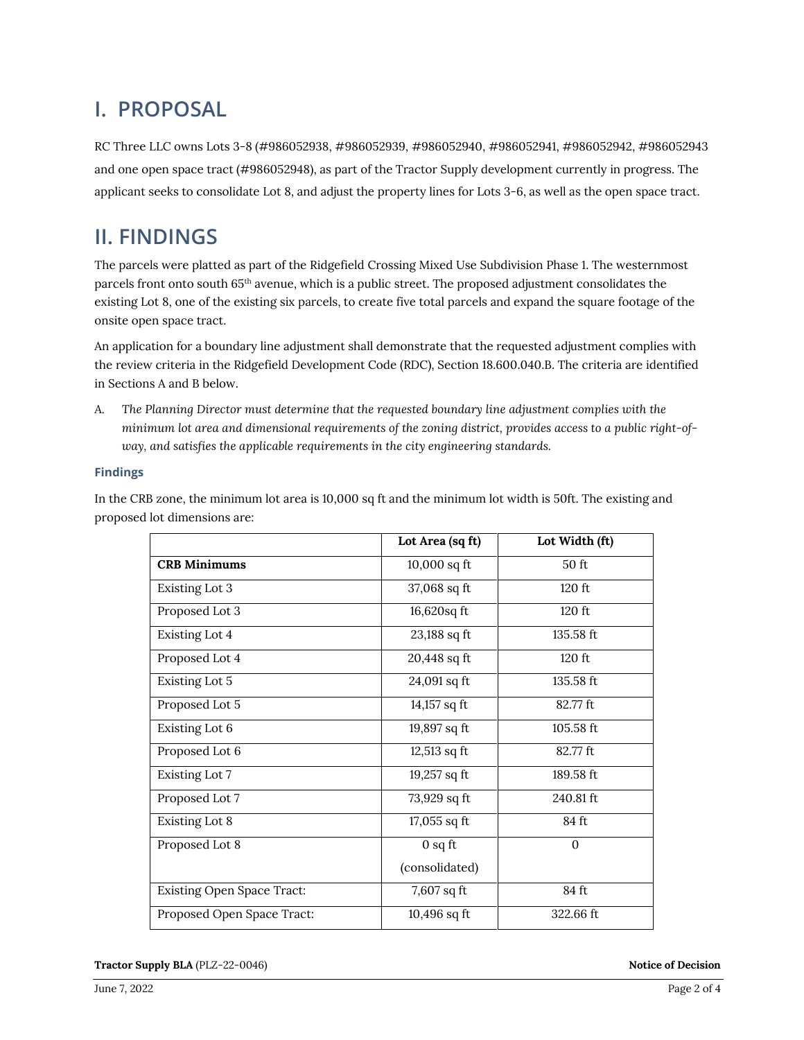# I. PROPOSAL

RC Three LLC owns Lots 3-8 (#986052938, #986052939, #986052940, #986052941, #986052942, #986052943 and one open space tract (#986052948), as part of the Tractor Supply development currently in progress. The applicant seeks to consolidate Lot 8, and adjust the property lines for Lots 3-6, as well as the open space tract.

# II. FINDINGS

The parcels were platted as part of the Ridgefield Crossing Mixed Use Subdivision Phase 1. The westernmost parcels front onto south 65th avenue, which is a public street. The proposed adjustment consolidates the existing Lot 8, one of the existing six parcels, to create five total parcels and expand the square footage of the onsite open space tract.

An application for a boundary line adjustment shall demonstrate that the requested adjustment complies with the review criteria in the Ridgefield Development Code (RDC), Section 18.600.040.B. The criteria are identified in Sections A and B below.

A. *The Planning Director must determine that the requested boundary line adjustment complies with the minimum lot area and dimensional requirements of the zoning district, provides access to a public right-of-way, and satisfies the applicable requirements in the city engineering standards.*

### Findings

In the CRB zone, the minimum lot area is 10,000 sq ft and the minimum lot width is 50ft. The existing and proposed lot dimensions are:

| | Lot Area (sq ft) | Lot Width (ft) |
|---|---|---|
| **CRB Minimums** | 10,000 sq ft | 50 ft |
| Existing Lot 3 | 37,068 sq ft | 120 ft |
| Proposed Lot 3 | 16,620sq ft | 120 ft |
| Existing Lot 4 | 23,188 sq ft | 135.58 ft |
| Proposed Lot 4 | 20,448 sq ft | 120 ft |
| Existing Lot 5 | 24,091 sq ft | 135.58 ft |
| Proposed Lot 5 | 14,157 sq ft | 82.77 ft |
| Existing Lot 6 | 19,897 sq ft | 105.58 ft |
| Proposed Lot 6 | 12,513 sq ft | 82.77 ft |
| Existing Lot 7 | 19,257 sq ft | 189.58 ft |
| Proposed Lot 7 | 73,929 sq ft | 240.81 ft |
| Existing Lot 8 | 17,055 sq ft | 84 ft |
| Proposed Lot 8 | 0 sq ft (consolidated) | 0 |
| Existing Open Space Tract: | 7,607 sq ft | 84 ft |
| Proposed Open Space Tract: | 10,496 sq ft | 322.66 ft |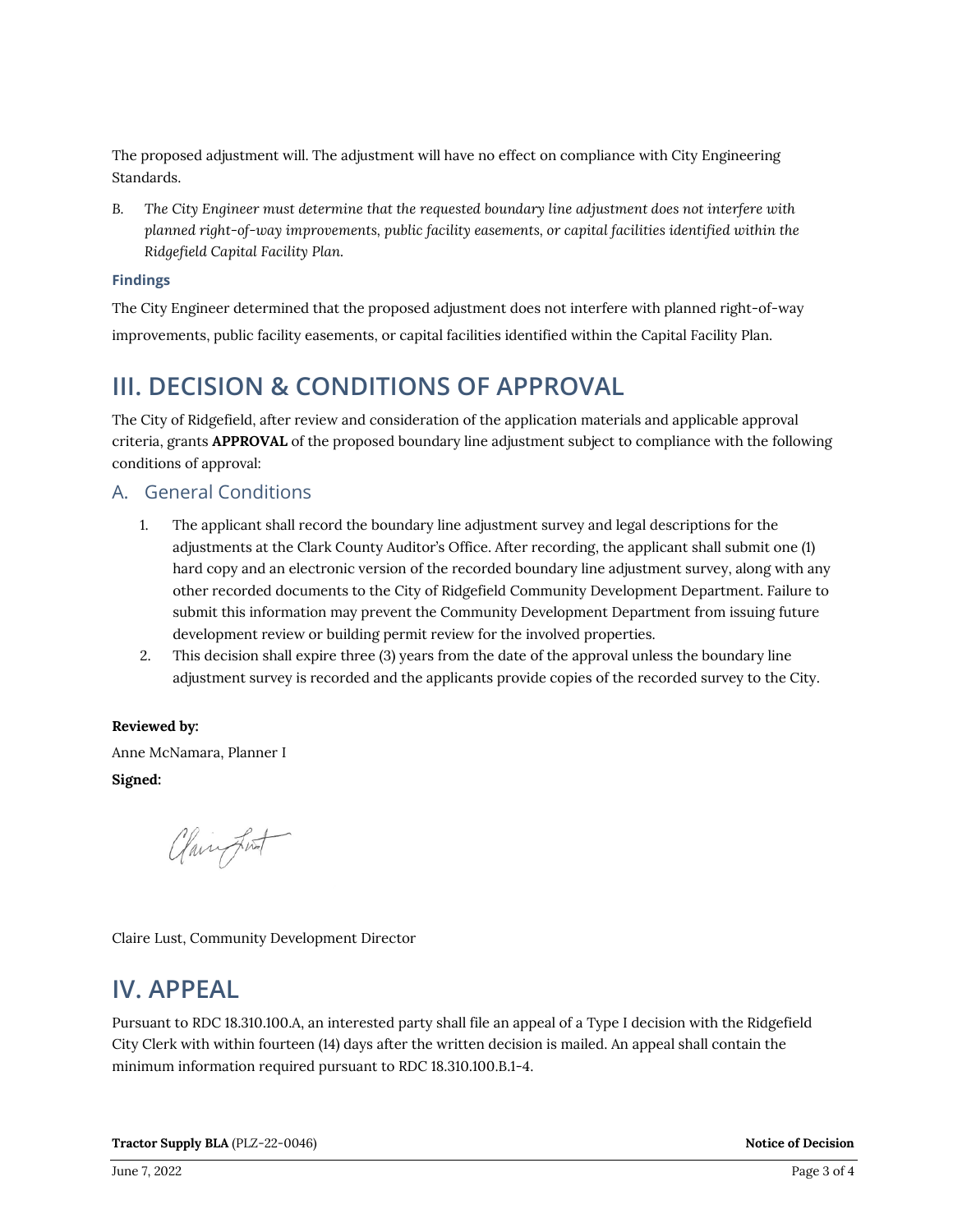The proposed adjustment will. The adjustment will have no effect on compliance with City Engineering Standards.

B. *The City Engineer must determine that the requested boundary line adjustment does not interfere with planned right-of-way improvements, public facility easements, or capital facilities identified within the Ridgefield Capital Facility Plan.*

#### Findings

The City Engineer determined that the proposed adjustment does not interfere with planned right-of-way improvements, public facility easements, or capital facilities identified within the Capital Facility Plan.

## III. DECISION & CONDITIONS OF APPROVAL

The City of Ridgefield, after review and consideration of the application materials and applicable approval criteria, grants **APPROVAL** of the proposed boundary line adjustment subject to compliance with the following conditions of approval:

### A. General Conditions

1. The applicant shall record the boundary line adjustment survey and legal descriptions for the adjustments at the Clark County Auditor's Office. After recording, the applicant shall submit one (1) hard copy and an electronic version of the recorded boundary line adjustment survey, along with any other recorded documents to the City of Ridgefield Community Development Department. Failure to submit this information may prevent the Community Development Department from issuing future development review or building permit review for the involved properties.
2. This decision shall expire three (3) years from the date of the approval unless the boundary line adjustment survey is recorded and the applicants provide copies of the recorded survey to the City.

**Reviewed by:**

Anne McNamara, Planner I

**Signed:**

Claire Lust, Community Development Director

## IV. APPEAL

Pursuant to RDC 18.310.100.A, an interested party shall file an appeal of a Type I decision with the Ridgefield City Clerk with within fourteen (14) days after the written decision is mailed. An appeal shall contain the minimum information required pursuant to RDC 18.310.100.B.1-4.